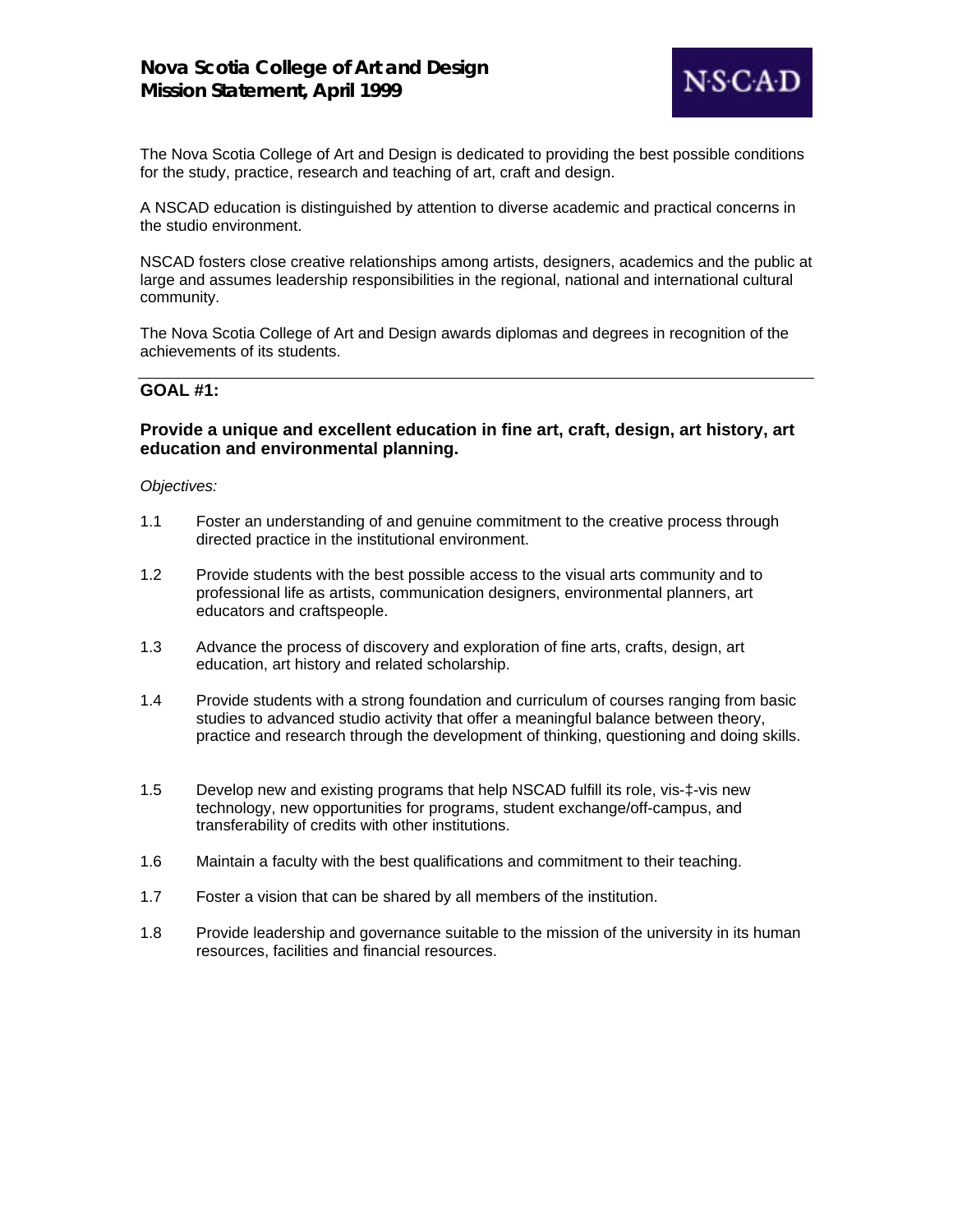# Nova Scotia College of Art and Design
# Mission Statement, April 1999

NSCAD

The Nova Scotia College of Art and Design is dedicated to providing the best possible conditions for the study, practice, research and teaching of art, craft and design.

A NSCAD education is distinguished by attention to diverse academic and practical concerns in the studio environment.

NSCAD fosters close creative relationships among artists, designers, academics and the public at large and assumes leadership responsibilities in the regional, national and international cultural community.

The Nova Scotia College of Art and Design awards diplomas and degrees in recognition of the achievements of its students.

---

## GOAL #1:

### Provide a unique and excellent education in fine art, craft, design, art history, art education and environmental planning.

*Objectives:*

1.1 Foster an understanding of and genuine commitment to the creative process through directed practice in the institutional environment.

1.2 Provide students with the best possible access to the visual arts community and to professional life as artists, communication designers, environmental planners, art educators and craftspeople.

1.3 Advance the process of discovery and exploration of fine arts, crafts, design, art education, art history and related scholarship.

1.4 Provide students with a strong foundation and curriculum of courses ranging from basic studies to advanced studio activity that offer a meaningful balance between theory, practice and research through the development of thinking, questioning and doing skills.

1.5 Develop new and existing programs that help NSCAD fulfill its role, vis-‡-vis new technology, new opportunities for programs, student exchange/off-campus, and transferability of credits with other institutions.

1.6 Maintain a faculty with the best qualifications and commitment to their teaching.

1.7 Foster a vision that can be shared by all members of the institution.

1.8 Provide leadership and governance suitable to the mission of the university in its human resources, facilities and financial resources.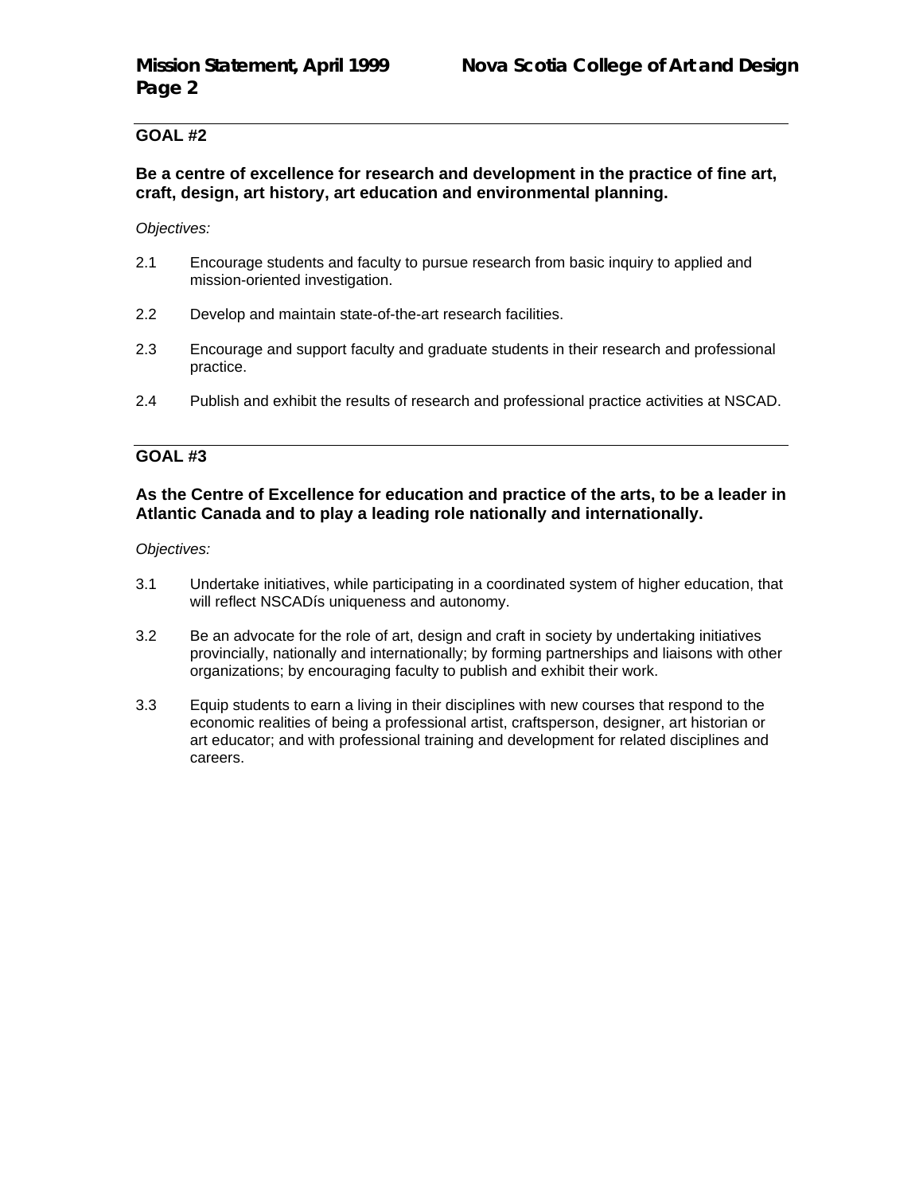## GOAL #2

**Be a centre of excellence for research and development in the practice of fine art, craft, design, art history, art education and environmental planning.**

*Objectives:*

2.1 Encourage students and faculty to pursue research from basic inquiry to applied and mission-oriented investigation.

2.2 Develop and maintain state-of-the-art research facilities.

2.3 Encourage and support faculty and graduate students in their research and professional practice.

2.4 Publish and exhibit the results of research and professional practice activities at NSCAD.

## GOAL #3

**As the Centre of Excellence for education and practice of the arts, to be a leader in Atlantic Canada and to play a leading role nationally and internationally.**

*Objectives:*

3.1 Undertake initiatives, while participating in a coordinated system of higher education, that will reflect NSCADís uniqueness and autonomy.

3.2 Be an advocate for the role of art, design and craft in society by undertaking initiatives provincially, nationally and internationally; by forming partnerships and liaisons with other organizations; by encouraging faculty to publish and exhibit their work.

3.3 Equip students to earn a living in their disciplines with new courses that respond to the economic realities of being a professional artist, craftsperson, designer, art historian or art educator; and with professional training and development for related disciplines and careers.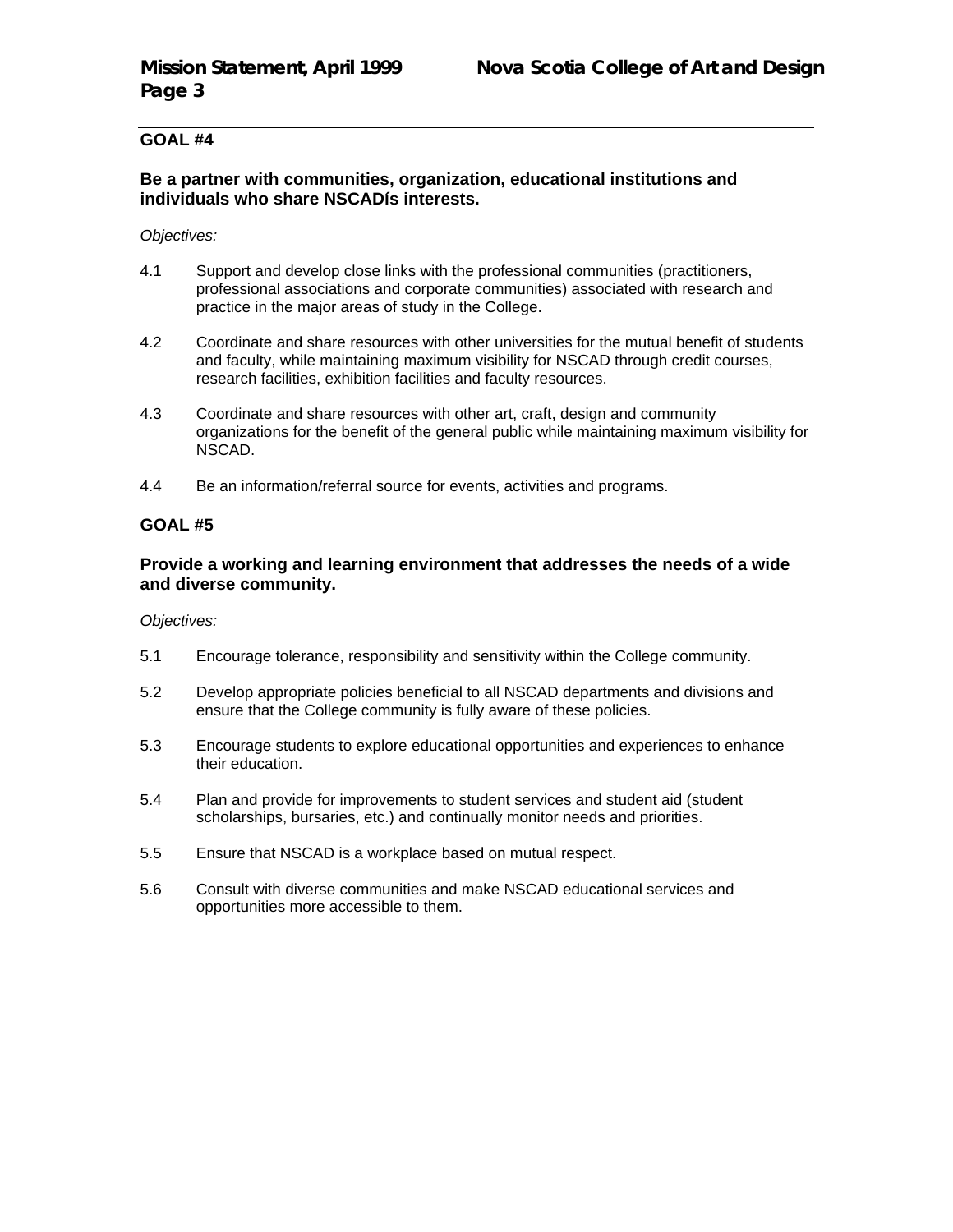## GOAL #4

**Be a partner with communities, organization, educational institutions and individuals who share NSCADís interests.**

*Objectives:*

4.1 Support and develop close links with the professional communities (practitioners, professional associations and corporate communities) associated with research and practice in the major areas of study in the College.

4.2 Coordinate and share resources with other universities for the mutual benefit of students and faculty, while maintaining maximum visibility for NSCAD through credit courses, research facilities, exhibition facilities and faculty resources.

4.3 Coordinate and share resources with other art, craft, design and community organizations for the benefit of the general public while maintaining maximum visibility for NSCAD.

4.4 Be an information/referral source for events, activities and programs.

## GOAL #5

**Provide a working and learning environment that addresses the needs of a wide and diverse community.**

*Objectives:*

5.1 Encourage tolerance, responsibility and sensitivity within the College community.

5.2 Develop appropriate policies beneficial to all NSCAD departments and divisions and ensure that the College community is fully aware of these policies.

5.3 Encourage students to explore educational opportunities and experiences to enhance their education.

5.4 Plan and provide for improvements to student services and student aid (student scholarships, bursaries, etc.) and continually monitor needs and priorities.

5.5 Ensure that NSCAD is a workplace based on mutual respect.

5.6 Consult with diverse communities and make NSCAD educational services and opportunities more accessible to them.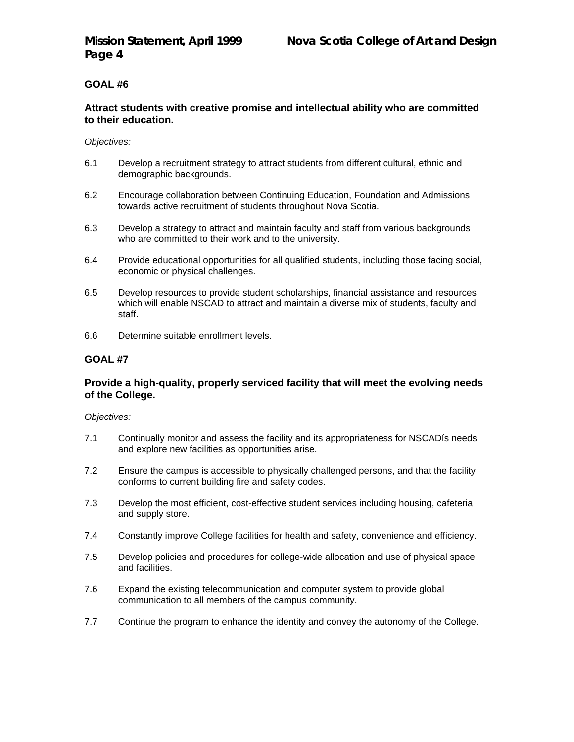## GOAL #6

### Attract students with creative promise and intellectual ability who are committed to their education.

*Objectives:*

6.1 Develop a recruitment strategy to attract students from different cultural, ethnic and demographic backgrounds.

6.2 Encourage collaboration between Continuing Education, Foundation and Admissions towards active recruitment of students throughout Nova Scotia.

6.3 Develop a strategy to attract and maintain faculty and staff from various backgrounds who are committed to their work and to the university.

6.4 Provide educational opportunities for all qualified students, including those facing social, economic or physical challenges.

6.5 Develop resources to provide student scholarships, financial assistance and resources which will enable NSCAD to attract and maintain a diverse mix of students, faculty and staff.

6.6 Determine suitable enrollment levels.

## GOAL #7

### Provide a high-quality, properly serviced facility that will meet the evolving needs of the College.

*Objectives:*

7.1 Continually monitor and assess the facility and its appropriateness for NSCADís needs and explore new facilities as opportunities arise.

7.2 Ensure the campus is accessible to physically challenged persons, and that the facility conforms to current building fire and safety codes.

7.3 Develop the most efficient, cost-effective student services including housing, cafeteria and supply store.

7.4 Constantly improve College facilities for health and safety, convenience and efficiency.

7.5 Develop policies and procedures for college-wide allocation and use of physical space and facilities.

7.6 Expand the existing telecommunication and computer system to provide global communication to all members of the campus community.

7.7 Continue the program to enhance the identity and convey the autonomy of the College.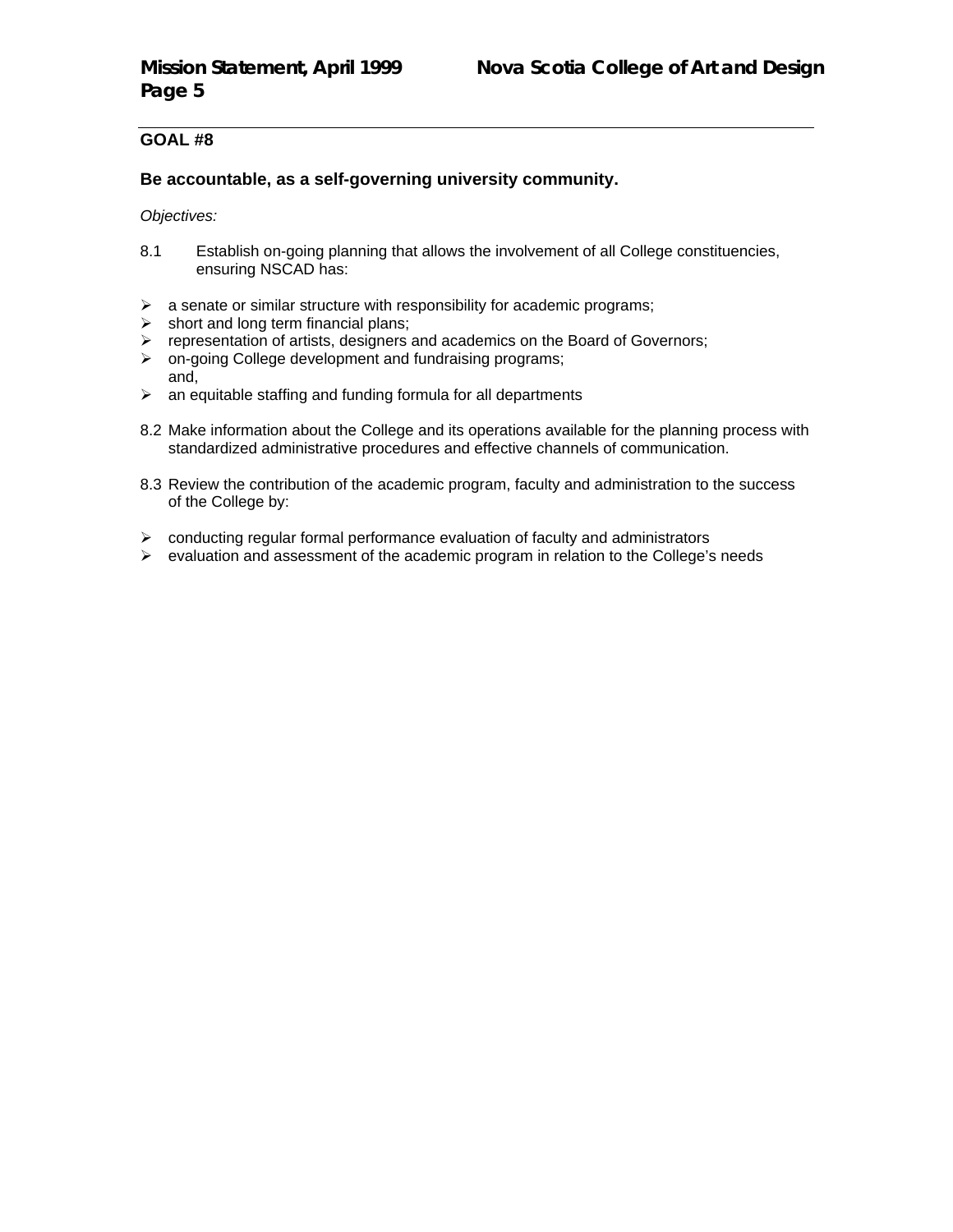## GOAL #8

### Be accountable, as a self-governing university community.

*Objectives:*

8.1 Establish on-going planning that allows the involvement of all College constituencies, ensuring NSCAD has:

- a senate or similar structure with responsibility for academic programs;
- short and long term financial plans;
- representation of artists, designers and academics on the Board of Governors;
- on-going College development and fundraising programs; and,
- an equitable staffing and funding formula for all departments

8.2 Make information about the College and its operations available for the planning process with standardized administrative procedures and effective channels of communication.

8.3 Review the contribution of the academic program, faculty and administration to the success of the College by:

- conducting regular formal performance evaluation of faculty and administrators
- evaluation and assessment of the academic program in relation to the College's needs